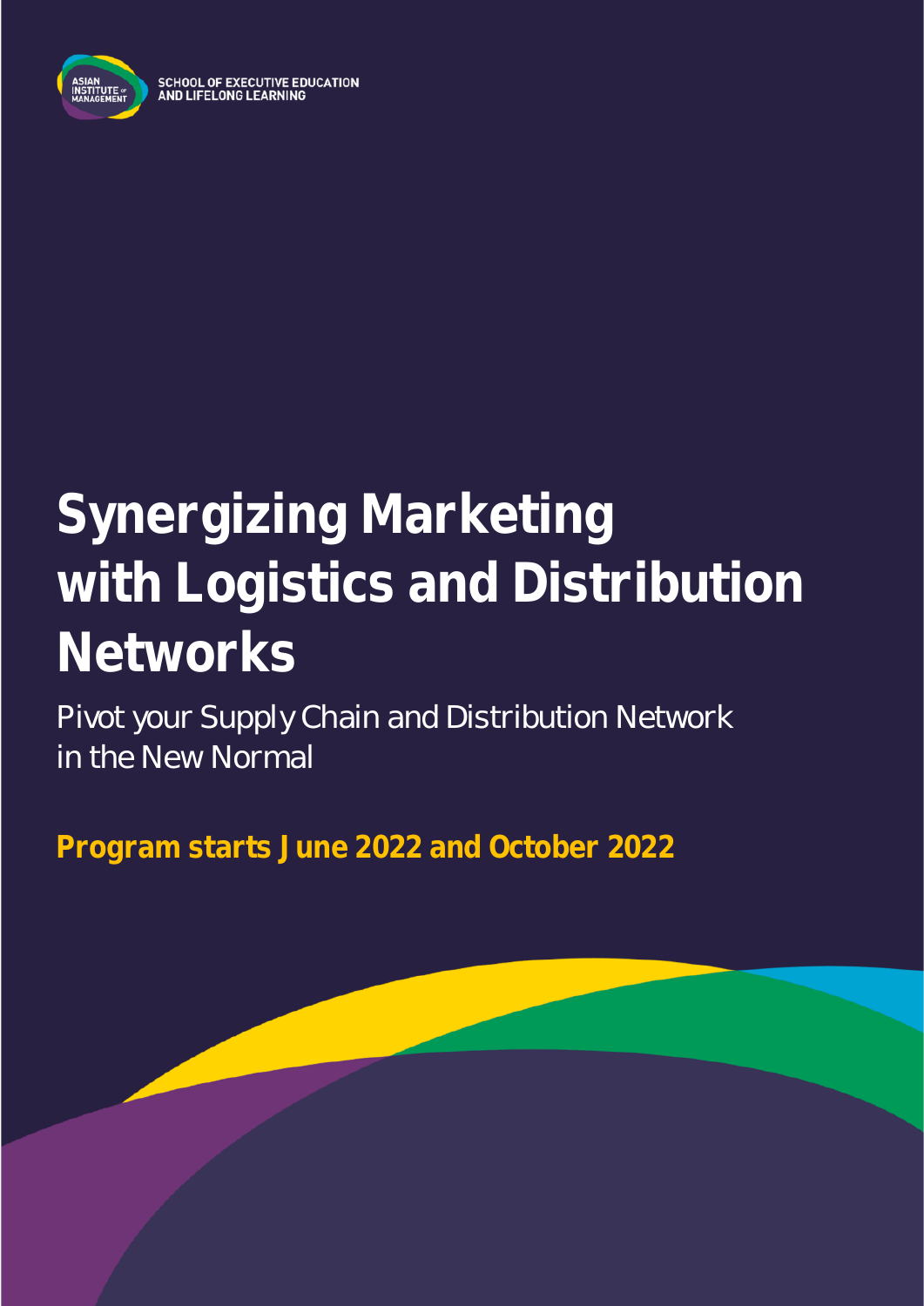SCHOOL OF EXECUTIVE EDUCATION AND LIFELONG LEARNING

# Synergizing Marketing with Logistics and Distribution Networks

Pivot your Supply Chain and Distribution Network in the New Normal

**Program starts June 2022 and October 2022**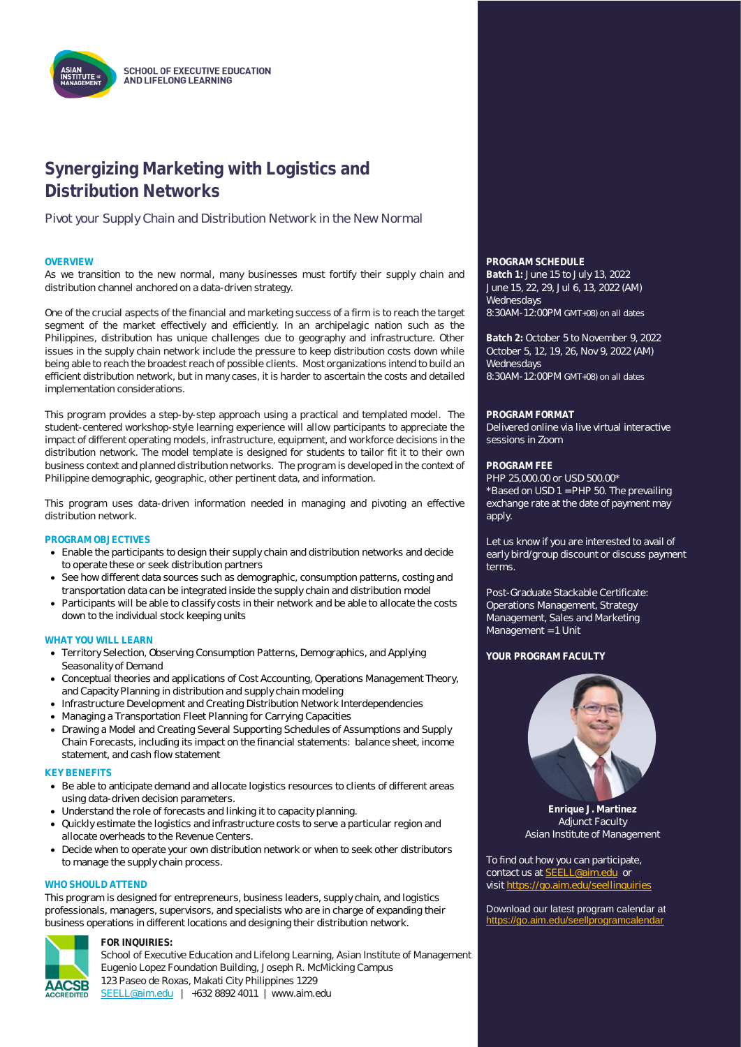SCHOOL OF EXECUTIVE EDUCATION AND LIFELONG LEARNING

# Synergizing Marketing with Logistics and Distribution Networks

Pivot your Supply Chain and Distribution Network in the New Normal

### OVERVIEW

As we transition to the new normal, many businesses must fortify their supply chain and distribution channel anchored on a data-driven strategy.

One of the crucial aspects of the financial and marketing success of a firm is to reach the target segment of the market effectively and efficiently. In an archipelagic nation such as the Philippines, distribution has unique challenges due to geography and infrastructure. Other issues in the supply chain network include the pressure to keep distribution costs down while being able to reach the broadest reach of possible clients. Most organizations intend to build an efficient distribution network, but in many cases, it is harder to ascertain the costs and detailed implementation considerations.

This program provides a step-by-step approach using a practical and templated model. The student-centered workshop-style learning experience will allow participants to appreciate the impact of different operating models, infrastructure, equipment, and workforce decisions in the distribution network. The model template is designed for students to tailor fit it to their own business context and planned distribution networks. The program is developed in the context of Philippine demographic, geographic, other pertinent data, and information.

This program uses data-driven information needed in managing and pivoting an effective distribution network.

### PROGRAM OBJECTIVES

- Enable the participants to design their supply chain and distribution networks and decide to operate these or seek distribution partners
- See how different data sources such as demographic, consumption patterns, costing and transportation data can be integrated inside the supply chain and distribution model
- Participants will be able to classify costs in their network and be able to allocate the costs down to the individual stock keeping units

### WHAT YOU WILL LEARN

- Territory Selection, Observing Consumption Patterns, Demographics, and Applying Seasonality of Demand
- Conceptual theories and applications of Cost Accounting, Operations Management Theory, and Capacity Planning in distribution and supply chain modeling
- Infrastructure Development and Creating Distribution Network Interdependencies
- Managing a Transportation Fleet Planning for Carrying Capacities
- Drawing a Model and Creating Several Supporting Schedules of Assumptions and Supply Chain Forecasts, including its impact on the financial statements: balance sheet, income statement, and cash flow statement

### KEY BENEFITS

- Be able to anticipate demand and allocate logistics resources to clients of different areas using data-driven decision parameters.
- Understand the role of forecasts and linking it to capacity planning.
- Quickly estimate the logistics and infrastructure costs to serve a particular region and allocate overheads to the Revenue Centers.
- Decide when to operate your own distribution network or when to seek other distributors to manage the supply chain process.

### WHO SHOULD ATTEND

This program is designed for entrepreneurs, business leaders, supply chain, and logistics professionals, managers, supervisors, and specialists who are in charge of expanding their business operations in different locations and designing their distribution network.

### PROGRAM SCHEDULE

**Batch 1:** June 15 to July 13, 2022
June 15, 22, 29, Jul 6, 13, 2022 (AM)
Wednesdays
8:30AM-12:00PM GMT+08) on all dates

**Batch 2:** October 5 to November 9, 2022
October 5, 12, 19, 26, Nov 9, 2022 (AM)
Wednesdays
8:30AM-12:00PM GMT+08) on all dates

### PROGRAM FORMAT

Delivered online via live virtual interactive sessions in Zoom

### PROGRAM FEE

PHP 25,000.00 or USD 500.00*
*Based on USD 1 = PHP 50. The prevailing exchange rate at the date of payment may apply.

Let us know if you are interested to avail of early bird/group discount or discuss payment terms.

Post-Graduate Stackable Certificate: Operations Management, Strategy Management, Sales and Marketing Management = 1 Unit

### YOUR PROGRAM FACULTY

**Enrique J. Martinez**
Adjunct Faculty
Asian Institute of Management

To find out how you can participate, contact us at SEELL@aim.edu or visit https://go.aim.edu/seellinquiries

Download our latest program calendar at https://go.aim.edu/seellprogramcalendar

**FOR INQUIRIES:**
School of Executive Education and Lifelong Learning, Asian Institute of Management
Eugenio Lopez Foundation Building, Joseph R. McMicking Campus
123 Paseo de Roxas, Makati City Philippines 1229
SEELL@aim.edu | +632 8892 4011 | www.aim.edu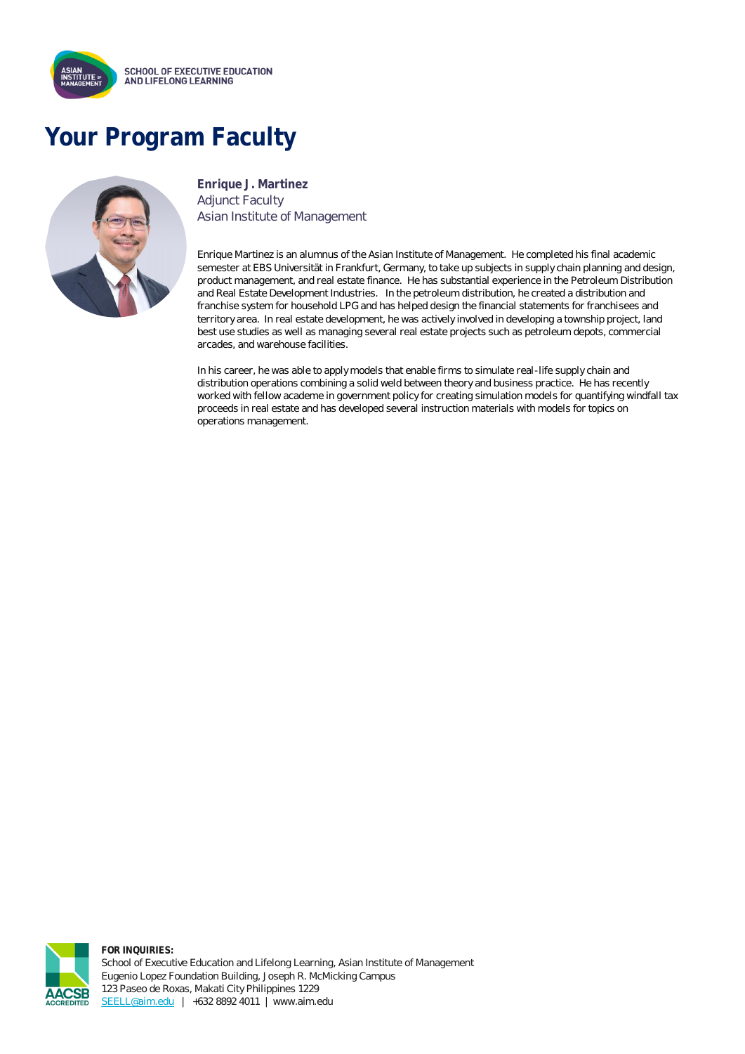# Your Program Faculty

**Enrique J. Martinez**
Adjunct Faculty
Asian Institute of Management

Enrique Martinez is an alumnus of the Asian Institute of Management. He completed his final academic semester at EBS Universität in Frankfurt, Germany, to take up subjects in supply chain planning and design, product management, and real estate finance. He has substantial experience in the Petroleum Distribution and Real Estate Development Industries. In the petroleum distribution, he created a distribution and franchise system for household LPG and has helped design the financial statements for franchisees and territory area. In real estate development, he was actively involved in developing a township project, land best use studies as well as managing several real estate projects such as petroleum depots, commercial arcades, and warehouse facilities.

In his career, he was able to apply models that enable firms to simulate real-life supply chain and distribution operations combining a solid weld between theory and business practice. He has recently worked with fellow academe in government policy for creating simulation models for quantifying windfall tax proceeds in real estate and has developed several instruction materials with models for topics on operations management.

**FOR INQUIRIES:**
School of Executive Education and Lifelong Learning, Asian Institute of Management
Eugenio Lopez Foundation Building, Joseph R. McMicking Campus
123 Paseo de Roxas, Makati City Philippines 1229
SEELL@aim.edu | +632 8892 4011 | www.aim.edu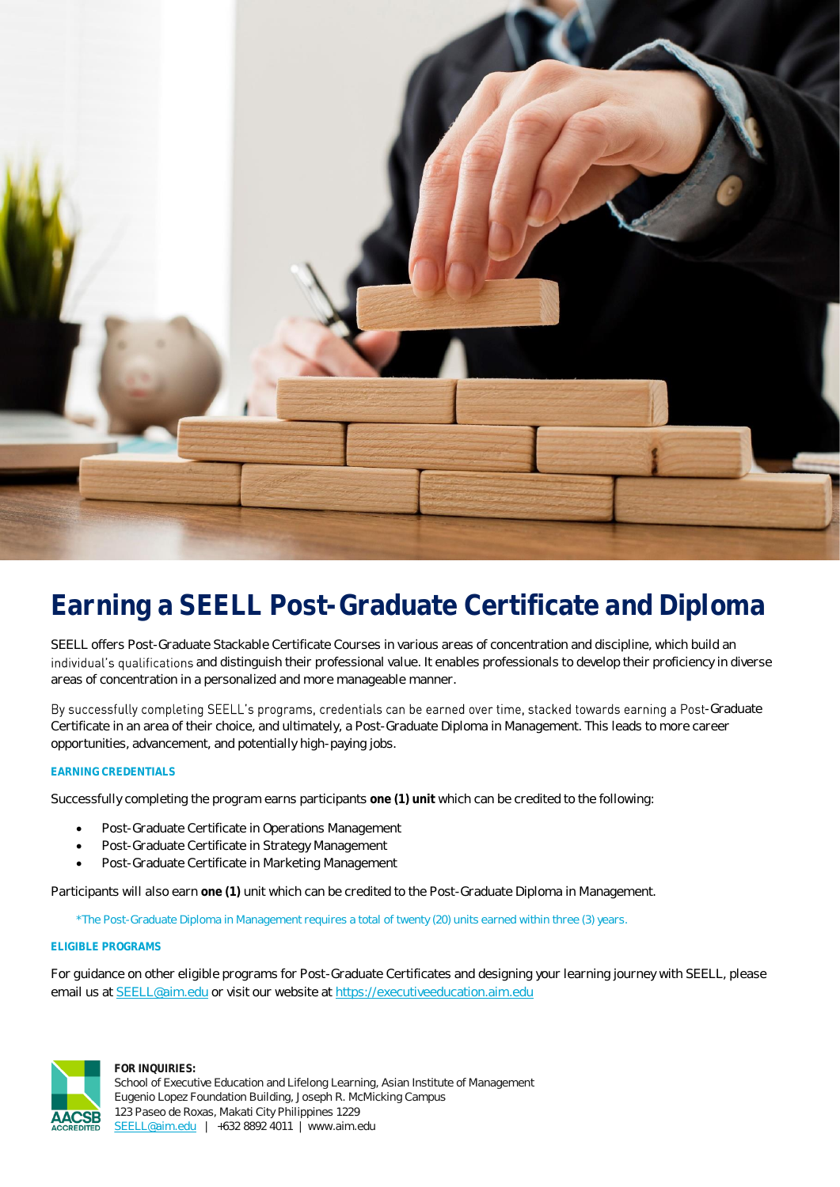# Earning a SEELL Post-Graduate Certificate and Diploma

SEELL offers Post-Graduate Stackable Certificate Courses in various areas of concentration and discipline, which build an individual's qualifications and distinguish their professional value. It enables professionals to develop their proficiency in diverse areas of concentration in a personalized and more manageable manner.

By successfully completing SEELL's programs, credentials can be earned over time, stacked towards earning a Post-Graduate Certificate in an area of their choice, and ultimately, a Post-Graduate Diploma in Management. This leads to more career opportunities, advancement, and potentially high-paying jobs.

#### EARNING CREDENTIALS

Successfully completing the program earns participants **one (1) unit** which can be credited to the following:

- Post-Graduate Certificate in Operations Management
- Post-Graduate Certificate in Strategy Management
- Post-Graduate Certificate in Marketing Management

Participants will also earn **one (1)** unit which can be credited to the Post-Graduate Diploma in Management.

*The Post-Graduate Diploma in Management requires a total of twenty (20) units earned within three (3) years.

#### ELIGIBLE PROGRAMS

For guidance on other eligible programs for Post-Graduate Certificates and designing your learning journey with SEELL, please email us at SEELL@aim.edu or visit our website at https://executiveeducation.aim.edu

**FOR INQUIRIES:**
School of Executive Education and Lifelong Learning, Asian Institute of Management
Eugenio Lopez Foundation Building, Joseph R. McMicking Campus
123 Paseo de Roxas, Makati City Philippines 1229
SEELL@aim.edu | +632 8892 4011 | www.aim.edu